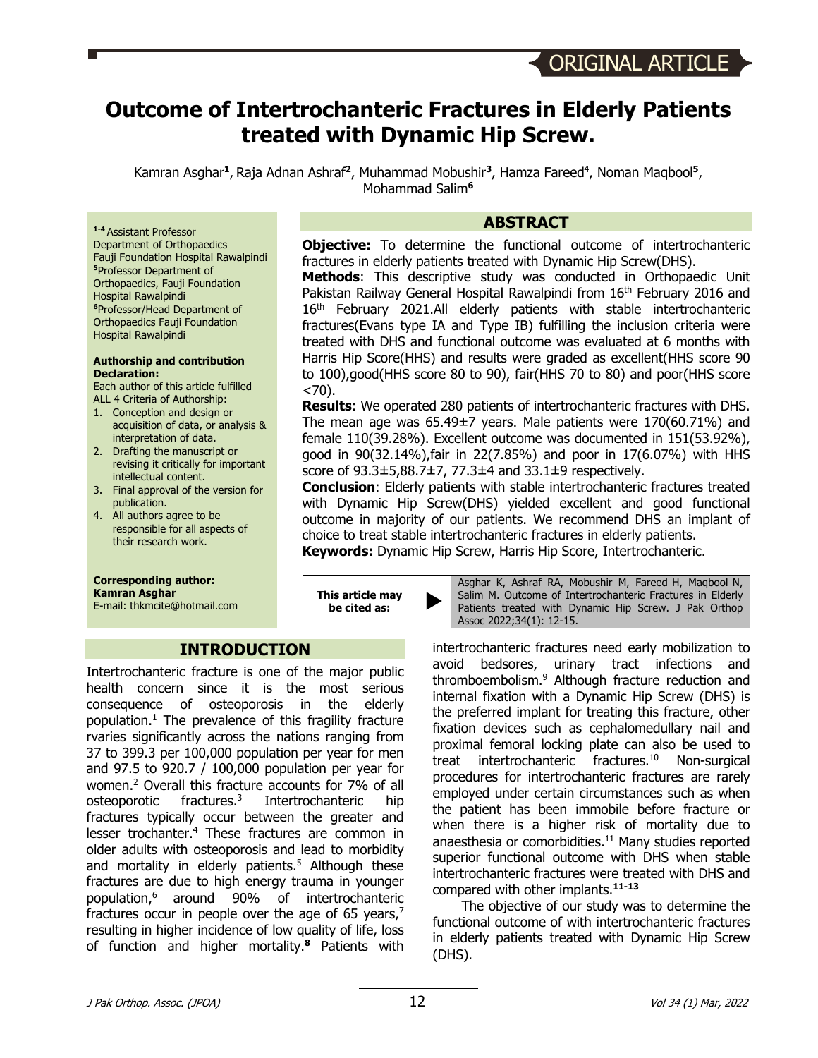ORIGINAL ARTICLE

# Outcome of Intertrochanteric Fractures in Elderly Patients treated with Dynamic Hip Screw.

Kamran Asghar[1], Raja Adnan Ashraf[2], Muhammad Mobushir[3], Hamza Fareed[4], Noman Maqbool[5], Mohammad Salim[6]

[1-4] Assistant Professor Department of Orthopaedics Fauji Foundation Hospital Rawalpindi
[5] Professor Department of Orthopaedics, Fauji Foundation Hospital Rawalpindi
[6] Professor/Head Department of Orthopaedics Fauji Foundation Hospital Rawalpindi

**Authorship and contribution Declaration:**
Each author of this article fulfilled ALL 4 Criteria of Authorship:

1. Conception and design or acquisition of data, or analysis & interpretation of data.
2. Drafting the manuscript or revising it critically for important intellectual content.
3. Final approval of the version for publication.
4. All authors agree to be responsible for all aspects of their research work.

**Corresponding author:**
**Kamran Asghar**
E-mail: thkmcite@hotmail.com

## ABSTRACT

**Objective:** To determine the functional outcome of intertrochanteric fractures in elderly patients treated with Dynamic Hip Screw(DHS).

**Methods**: This descriptive study was conducted in Orthopaedic Unit Pakistan Railway General Hospital Rawalpindi from 16th February 2016 and 16th February 2021.All elderly patients with stable intertrochanteric fractures(Evans type IA and Type IB) fulfilling the inclusion criteria were treated with DHS and functional outcome was evaluated at 6 months with Harris Hip Score(HHS) and results were graded as excellent(HHS score 90 to 100),good(HHS score 80 to 90), fair(HHS 70 to 80) and poor(HHS score <70).

**Results**: We operated 280 patients of intertrochanteric fractures with DHS. The mean age was 65.49±7 years. Male patients were 170(60.71%) and female 110(39.28%). Excellent outcome was documented in 151(53.92%), good in 90(32.14%),fair in 22(7.85%) and poor in 17(6.07%) with HHS score of 93.3±5,88.7±7, 77.3±4 and 33.1±9 respectively.

**Conclusion**: Elderly patients with stable intertrochanteric fractures treated with Dynamic Hip Screw(DHS) yielded excellent and good functional outcome in majority of our patients. We recommend DHS an implant of choice to treat stable intertrochanteric fractures in elderly patients.

**Keywords:** Dynamic Hip Screw, Harris Hip Score, Intertrochanteric.

**This article may be cited as:** Asghar K, Ashraf RA, Mobushir M, Fareed H, Maqbool N, Salim M. Outcome of Intertrochanteric Fractures in Elderly Patients treated with Dynamic Hip Screw. J Pak Orthop Assoc 2022;34(1): 12-15.

## INTRODUCTION

Intertrochanteric fracture is one of the major public health concern since it is the most serious consequence of osteoporosis in the elderly population.[1] The prevalence of this fragility fracture rvaries significantly across the nations ranging from 37 to 399.3 per 100,000 population per year for men and 97.5 to 920.7 / 100,000 population per year for women.[2] Overall this fracture accounts for 7% of all osteoporotic fractures.[3] Intertrochanteric hip fractures typically occur between the greater and lesser trochanter.[4] These fractures are common in older adults with osteoporosis and lead to morbidity and mortality in elderly patients.[5] Although these fractures are due to high energy trauma in younger population,[6] around 90% of intertrochanteric fractures occur in people over the age of 65 years,[7] resulting in higher incidence of low quality of life, loss of function and higher mortality.[8] Patients with intertrochanteric fractures need early mobilization to avoid bedsores, urinary tract infections and thromboembolism.[9] Although fracture reduction and internal fixation with a Dynamic Hip Screw (DHS) is the preferred implant for treating this fracture, other fixation devices such as cephalomedullary nail and proximal femoral locking plate can also be used to treat intertrochanteric fractures.[10] Non-surgical procedures for intertrochanteric fractures are rarely employed under certain circumstances such as when the patient has been immobile before fracture or when there is a higher risk of mortality due to anaesthesia or comorbidities.[11] Many studies reported superior functional outcome with DHS when stable intertrochanteric fractures were treated with DHS and compared with other implants.[11-13]

The objective of our study was to determine the functional outcome of with intertrochanteric fractures in elderly patients treated with Dynamic Hip Screw (DHS).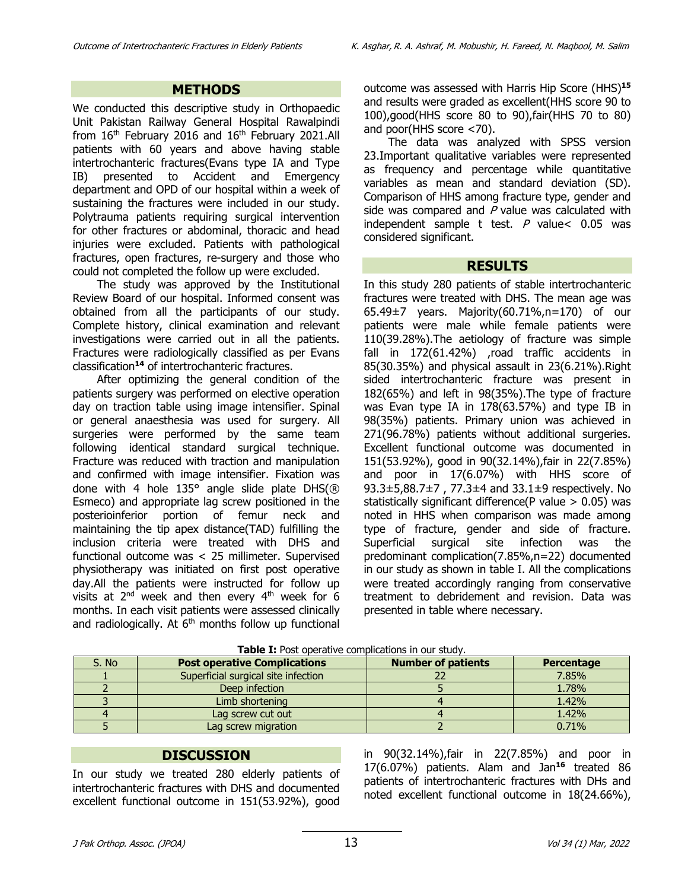## METHODS

We conducted this descriptive study in Orthopaedic Unit Pakistan Railway General Hospital Rawalpindi from 16th February 2016 and 16th February 2021.All patients with 60 years and above having stable intertrochanteric fractures(Evans type IA and Type IB) presented to Accident and Emergency department and OPD of our hospital within a week of sustaining the fractures were included in our study. Polytrauma patients requiring surgical intervention for other fractures or abdominal, thoracic and head injuries were excluded. Patients with pathological fractures, open fractures, re-surgery and those who could not completed the follow up were excluded.

The study was approved by the Institutional Review Board of our hospital. Informed consent was obtained from all the participants of our study. Complete history, clinical examination and relevant investigations were carried out in all the patients. Fractures were radiologically classified as per Evans classification[14] of intertrochanteric fractures.

After optimizing the general condition of the patients surgery was performed on elective operation day on traction table using image intensifier. Spinal or general anaesthesia was used for surgery. All surgeries were performed by the same team following identical standard surgical technique. Fracture was reduced with traction and manipulation and confirmed with image intensifier. Fixation was done with 4 hole 135° angle slide plate DHS(® Esmeco) and appropriate lag screw positioned in the posterioinferior portion of femur neck and maintaining the tip apex distance(TAD) fulfilling the inclusion criteria were treated with DHS and functional outcome was < 25 millimeter. Supervised physiotherapy was initiated on first post operative day.All the patients were instructed for follow up visits at 2nd week and then every 4th week for 6 months. In each visit patients were assessed clinically and radiologically. At 6th months follow up functional outcome was assessed with Harris Hip Score (HHS)[15] and results were graded as excellent(HHS score 90 to 100),good(HHS score 80 to 90),fair(HHS 70 to 80) and poor(HHS score <70).

The data was analyzed with SPSS version 23.Important qualitative variables were represented as frequency and percentage while quantitative variables as mean and standard deviation (SD). Comparison of HHS among fracture type, gender and side was compared and *P* value was calculated with independent sample t test. *P* value< 0.05 was considered significant.

## RESULTS

In this study 280 patients of stable intertrochanteric fractures were treated with DHS. The mean age was 65.49±7 years. Majority(60.71%,n=170) of our patients were male while female patients were 110(39.28%).The aetiology of fracture was simple fall in 172(61.42%) ,road traffic accidents in 85(30.35%) and physical assault in 23(6.21%).Right sided intertrochanteric fracture was present in 182(65%) and left in 98(35%).The type of fracture was Evan type IA in 178(63.57%) and type IB in 98(35%) patients. Primary union was achieved in 271(96.78%) patients without additional surgeries. Excellent functional outcome was documented in 151(53.92%), good in 90(32.14%),fair in 22(7.85%) and poor in 17(6.07%) with HHS score of 93.3±5,88.7±7 , 77.3±4 and 33.1±9 respectively. No statistically significant difference(P value > 0.05) was noted in HHS when comparison was made among type of fracture, gender and side of fracture. Superficial surgical site infection was the predominant complication(7.85%,n=22) documented in our study as shown in table I. All the complications were treated accordingly ranging from conservative treatment to debridement and revision. Data was presented in table where necessary.

**Table I:** Post operative complications in our study.

| S. No | Post operative Complications | Number of patients | Percentage |
|---|---|---|---|
| 1 | Superficial surgical site infection | 22 | 7.85% |
| 2 | Deep infection | 5 | 1.78% |
| 3 | Limb shortening | 4 | 1.42% |
| 4 | Lag screw cut out | 4 | 1.42% |
| 5 | Lag screw migration | 2 | 0.71% |

## DISCUSSION

In our study we treated 280 elderly patients of intertrochanteric fractures with DHS and documented excellent functional outcome in 151(53.92%), good in 90(32.14%),fair in 22(7.85%) and poor in 17(6.07%) patients. Alam and Jan[16] treated 86 patients of intertrochanteric fractures with DHs and noted excellent functional outcome in 18(24.66%),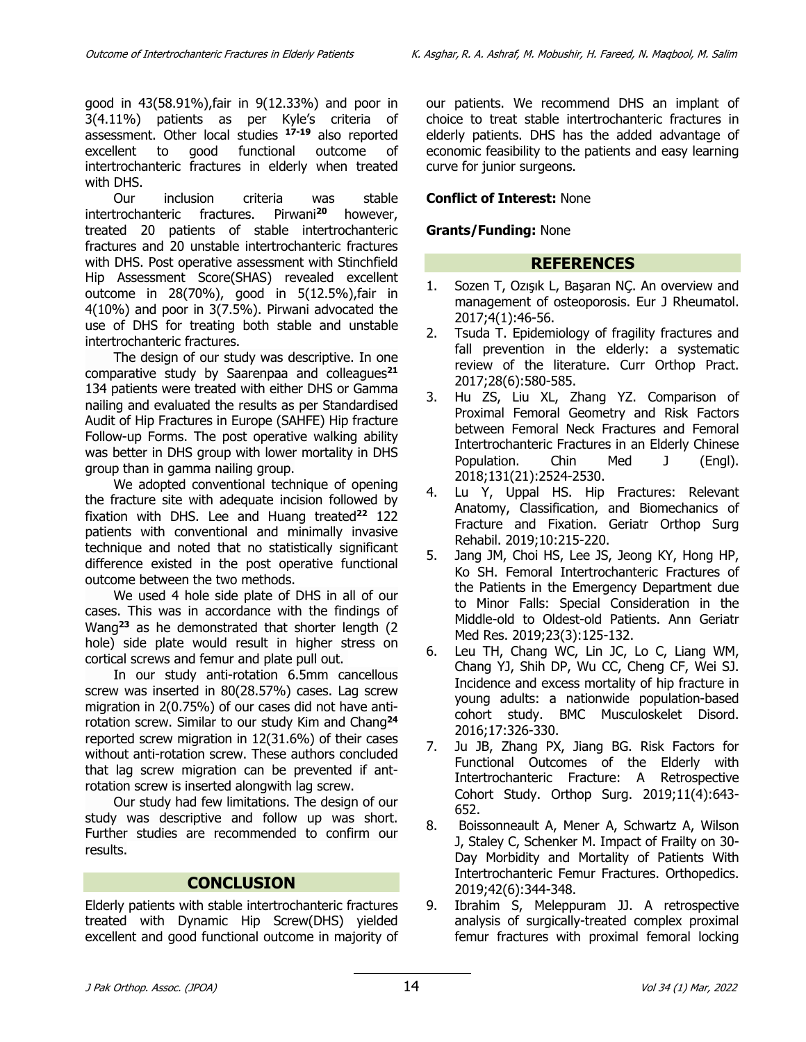good in 43(58.91%),fair in 9(12.33%) and poor in 3(4.11%) patients as per Kyle's criteria of assessment. Other local studies [17-19] also reported excellent to good functional outcome of intertrochanteric fractures in elderly when treated with DHS.

Our inclusion criteria was stable intertrochanteric fractures. Pirwani[20] however, treated 20 patients of stable intertrochanteric fractures and 20 unstable intertrochanteric fractures with DHS. Post operative assessment with Stinchfield Hip Assessment Score(SHAS) revealed excellent outcome in 28(70%), good in 5(12.5%),fair in 4(10%) and poor in 3(7.5%). Pirwani advocated the use of DHS for treating both stable and unstable intertrochanteric fractures.

The design of our study was descriptive. In one comparative study by Saarenpaa and colleagues[21] 134 patients were treated with either DHS or Gamma nailing and evaluated the results as per Standardised Audit of Hip Fractures in Europe (SAHFE) Hip fracture Follow-up Forms. The post operative walking ability was better in DHS group with lower mortality in DHS group than in gamma nailing group.

We adopted conventional technique of opening the fracture site with adequate incision followed by fixation with DHS. Lee and Huang treated[22] 122 patients with conventional and minimally invasive technique and noted that no statistically significant difference existed in the post operative functional outcome between the two methods.

We used 4 hole side plate of DHS in all of our cases. This was in accordance with the findings of Wang[23] as he demonstrated that shorter length (2 hole) side plate would result in higher stress on cortical screws and femur and plate pull out.

In our study anti-rotation 6.5mm cancellous screw was inserted in 80(28.57%) cases. Lag screw migration in 2(0.75%) of our cases did not have anti-rotation screw. Similar to our study Kim and Chang[24] reported screw migration in 12(31.6%) of their cases without anti-rotation screw. These authors concluded that lag screw migration can be prevented if ant-rotation screw is inserted alongwith lag screw.

Our study had few limitations. The design of our study was descriptive and follow up was short. Further studies are recommended to confirm our results.

## CONCLUSION

Elderly patients with stable intertrochanteric fractures treated with Dynamic Hip Screw(DHS) yielded excellent and good functional outcome in majority of our patients. We recommend DHS an implant of choice to treat stable intertrochanteric fractures in elderly patients. DHS has the added advantage of economic feasibility to the patients and easy learning curve for junior surgeons.

**Conflict of Interest:** None

**Grants/Funding:** None

## REFERENCES

1. Sozen T, Ozışık L, Başaran NÇ. An overview and management of osteoporosis. Eur J Rheumatol. 2017;4(1):46-56.
2. Tsuda T. Epidemiology of fragility fractures and fall prevention in the elderly: a systematic review of the literature. Curr Orthop Pract. 2017;28(6):580-585.
3. Hu ZS, Liu XL, Zhang YZ. Comparison of Proximal Femoral Geometry and Risk Factors between Femoral Neck Fractures and Femoral Intertrochanteric Fractures in an Elderly Chinese Population. Chin Med J (Engl). 2018;131(21):2524-2530.
4. Lu Y, Uppal HS. Hip Fractures: Relevant Anatomy, Classification, and Biomechanics of Fracture and Fixation. Geriatr Orthop Surg Rehabil. 2019;10:215-220.
5. Jang JM, Choi HS, Lee JS, Jeong KY, Hong HP, Ko SH. Femoral Intertrochanteric Fractures of the Patients in the Emergency Department due to Minor Falls: Special Consideration in the Middle-old to Oldest-old Patients. Ann Geriatr Med Res. 2019;23(3):125-132.
6. Leu TH, Chang WC, Lin JC, Lo C, Liang WM, Chang YJ, Shih DP, Wu CC, Cheng CF, Wei SJ. Incidence and excess mortality of hip fracture in young adults: a nationwide population-based cohort study. BMC Musculoskelet Disord. 2016;17:326-330.
7. Ju JB, Zhang PX, Jiang BG. Risk Factors for Functional Outcomes of the Elderly with Intertrochanteric Fracture: A Retrospective Cohort Study. Orthop Surg. 2019;11(4):643-652.
8. Boissonneault A, Mener A, Schwartz A, Wilson J, Staley C, Schenker M. Impact of Frailty on 30-Day Morbidity and Mortality of Patients With Intertrochanteric Femur Fractures. Orthopedics. 2019;42(6):344-348.
9. Ibrahim S, Meleppuram JJ. A retrospective analysis of surgically-treated complex proximal femur fractures with proximal femoral locking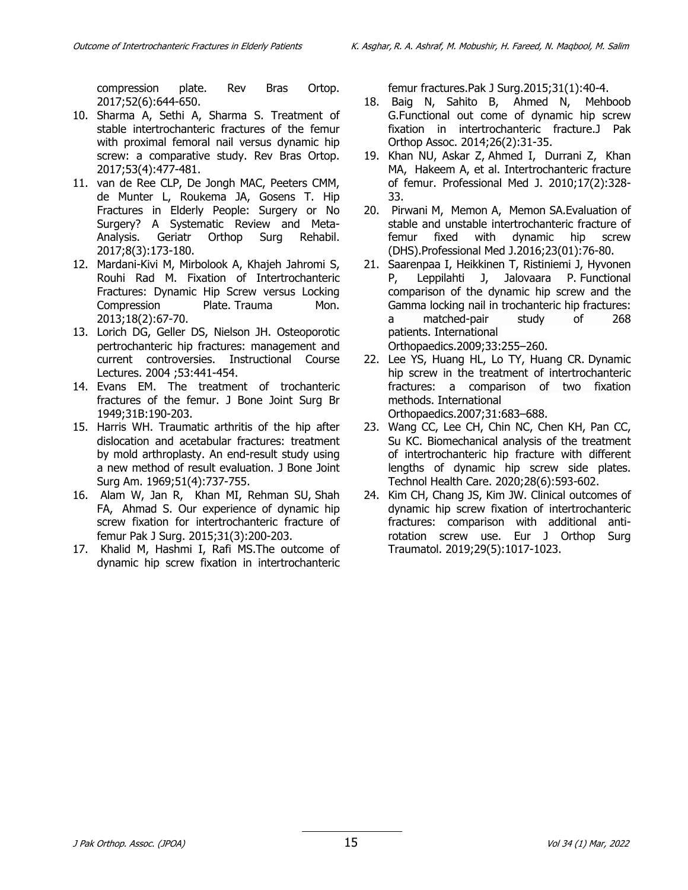compression plate. Rev Bras Ortop. 2017;52(6):644-650.

10. Sharma A, Sethi A, Sharma S. Treatment of stable intertrochanteric fractures of the femur with proximal femoral nail versus dynamic hip screw: a comparative study. Rev Bras Ortop. 2017;53(4):477-481.
11. van de Ree CLP, De Jongh MAC, Peeters CMM, de Munter L, Roukema JA, Gosens T. Hip Fractures in Elderly People: Surgery or No Surgery? A Systematic Review and Meta-Analysis. Geriatr Orthop Surg Rehabil. 2017;8(3):173-180.
12. Mardani-Kivi M, Mirbolook A, Khajeh Jahromi S, Rouhi Rad M. Fixation of Intertrochanteric Fractures: Dynamic Hip Screw versus Locking Compression Plate. Trauma Mon. 2013;18(2):67-70.
13. Lorich DG, Geller DS, Nielson JH. Osteoporotic pertrochanteric hip fractures: management and current controversies. Instructional Course Lectures. 2004 ;53:441-454.
14. Evans EM. The treatment of trochanteric fractures of the femur. J Bone Joint Surg Br 1949;31B:190-203.
15. Harris WH. Traumatic arthritis of the hip after dislocation and acetabular fractures: treatment by mold arthroplasty. An end-result study using a new method of result evaluation. J Bone Joint Surg Am. 1969;51(4):737-755.
16. Alam W, Jan R, Khan MI, Rehman SU, Shah FA, Ahmad S. Our experience of dynamic hip screw fixation for intertrochanteric fracture of femur Pak J Surg. 2015;31(3):200-203.
17. Khalid M, Hashmi I, Rafi MS.The outcome of dynamic hip screw fixation in intertrochanteric femur fractures.Pak J Surg.2015;31(1):40-4.
18. Baig N, Sahito B, Ahmed N, Mehboob G.Functional out come of dynamic hip screw fixation in intertrochanteric fracture.J Pak Orthop Assoc. 2014;26(2):31-35.
19. Khan NU, Askar Z, Ahmed I, Durrani Z, Khan MA, Hakeem A, et al. Intertrochanteric fracture of femur. Professional Med J. 2010;17(2):328-33.
20. Pirwani M, Memon A, Memon SA.Evaluation of stable and unstable intertrochanteric fracture of femur fixed with dynamic hip screw (DHS).Professional Med J.2016;23(01):76-80.
21. Saarenpaa I, Heikkinen T, Ristiniemi J, Hyvonen P, Leppilahti J, Jalovaara P. Functional comparison of the dynamic hip screw and the Gamma locking nail in trochanteric hip fractures: a matched-pair study of 268 patients. International Orthopaedics.2009;33:255–260.
22. Lee YS, Huang HL, Lo TY, Huang CR. Dynamic hip screw in the treatment of intertrochanteric fractures: a comparison of two fixation methods. International Orthopaedics.2007;31:683–688.
23. Wang CC, Lee CH, Chin NC, Chen KH, Pan CC, Su KC. Biomechanical analysis of the treatment of intertrochanteric hip fracture with different lengths of dynamic hip screw side plates. Technol Health Care. 2020;28(6):593-602.
24. Kim CH, Chang JS, Kim JW. Clinical outcomes of dynamic hip screw fixation of intertrochanteric fractures: comparison with additional anti-rotation screw use. Eur J Orthop Surg Traumatol. 2019;29(5):1017-1023.